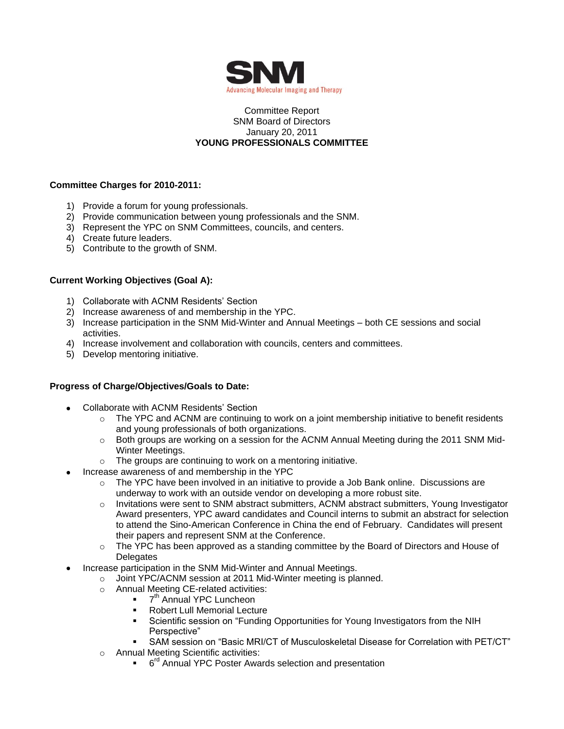SNM
Advancing Molecular Imaging and Therapy

Committee Report
SNM Board of Directors
January 20, 2011
**YOUNG PROFESSIONALS COMMITTEE**

**Committee Charges for 2010-2011:**

1) Provide a forum for young professionals.
2) Provide communication between young professionals and the SNM.
3) Represent the YPC on SNM Committees, councils, and centers.
4) Create future leaders.
5) Contribute to the growth of SNM.

**Current Working Objectives (Goal A):**

1) Collaborate with ACNM Residents' Section
2) Increase awareness of and membership in the YPC.
3) Increase participation in the SNM Mid-Winter and Annual Meetings – both CE sessions and social activities.
4) Increase involvement and collaboration with councils, centers and committees.
5) Develop mentoring initiative.

**Progress of Charge/Objectives/Goals to Date:**

- Collaborate with ACNM Residents' Section
  - The YPC and ACNM are continuing to work on a joint membership initiative to benefit residents and young professionals of both organizations.
  - Both groups are working on a session for the ACNM Annual Meeting during the 2011 SNM Mid-Winter Meetings.
  - The groups are continuing to work on a mentoring initiative.
- Increase awareness of and membership in the YPC
  - The YPC have been involved in an initiative to provide a Job Bank online. Discussions are underway to work with an outside vendor on developing a more robust site.
  - Invitations were sent to SNM abstract submitters, ACNM abstract submitters, Young Investigator Award presenters, YPC award candidates and Council interns to submit an abstract for selection to attend the Sino-American Conference in China the end of February. Candidates will present their papers and represent SNM at the Conference.
  - The YPC has been approved as a standing committee by the Board of Directors and House of Delegates
- Increase participation in the SNM Mid-Winter and Annual Meetings.
  - Joint YPC/ACNM session at 2011 Mid-Winter meeting is planned.
  - Annual Meeting CE-related activities:
    - 7th Annual YPC Luncheon
    - Robert Lull Memorial Lecture
    - Scientific session on "Funding Opportunities for Young Investigators from the NIH Perspective"
    - SAM session on "Basic MRI/CT of Musculoskeletal Disease for Correlation with PET/CT"
  - Annual Meeting Scientific activities:
    - 6rd Annual YPC Poster Awards selection and presentation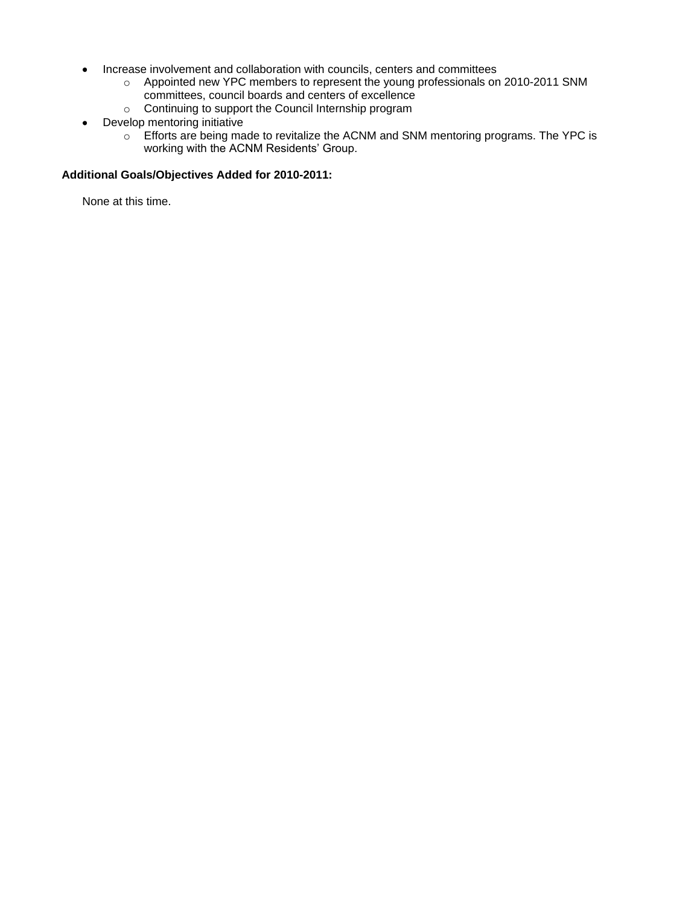- Increase involvement and collaboration with councils, centers and committees
  - Appointed new YPC members to represent the young professionals on 2010-2011 SNM committees, council boards and centers of excellence
  - Continuing to support the Council Internship program
- Develop mentoring initiative
  - Efforts are being made to revitalize the ACNM and SNM mentoring programs. The YPC is working with the ACNM Residents' Group.

**Additional Goals/Objectives Added for 2010-2011:**

None at this time.